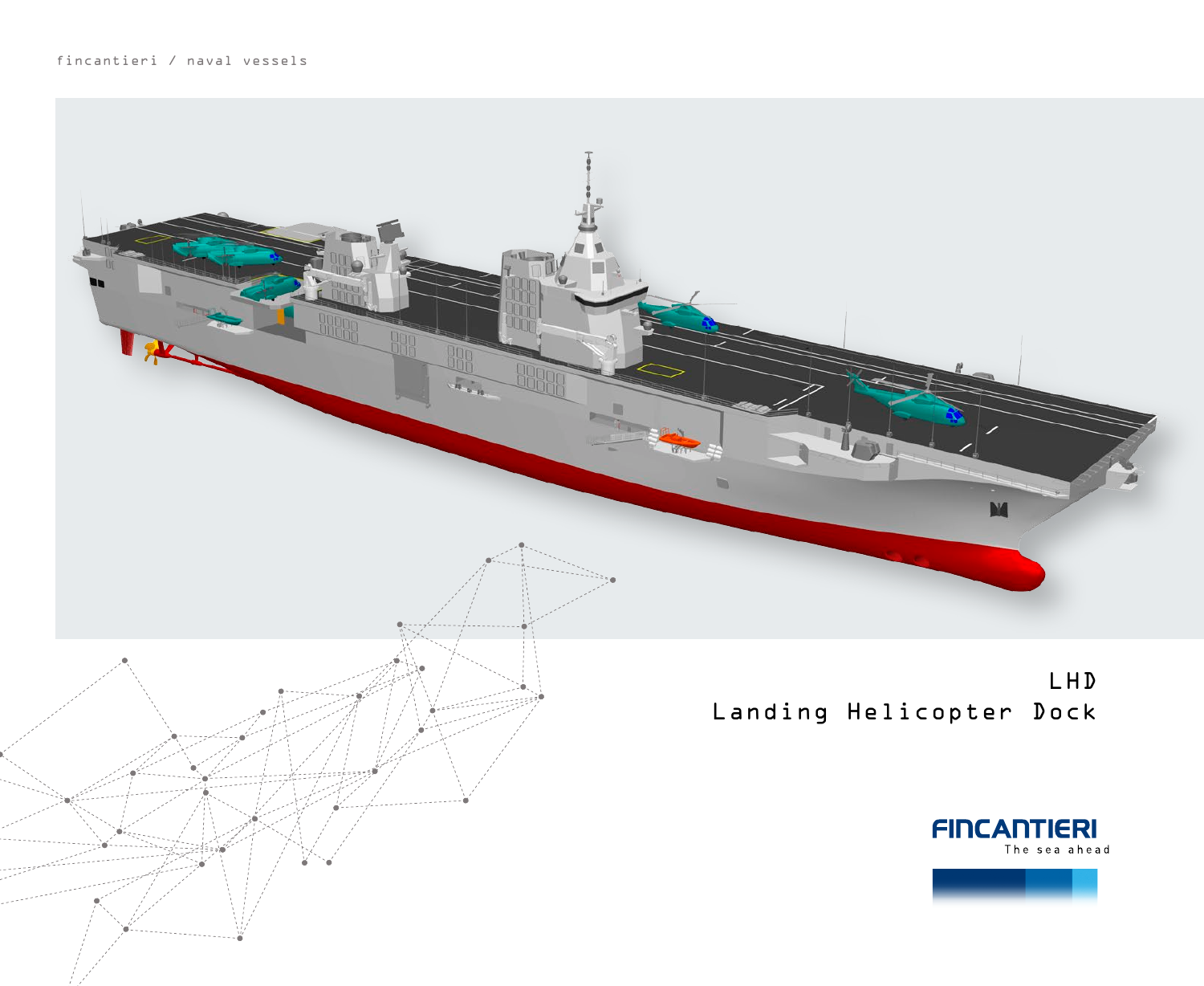fincantieri / naval vessels

# LHD
# Landing Helicopter Dock

FINCANTIERI
The sea ahead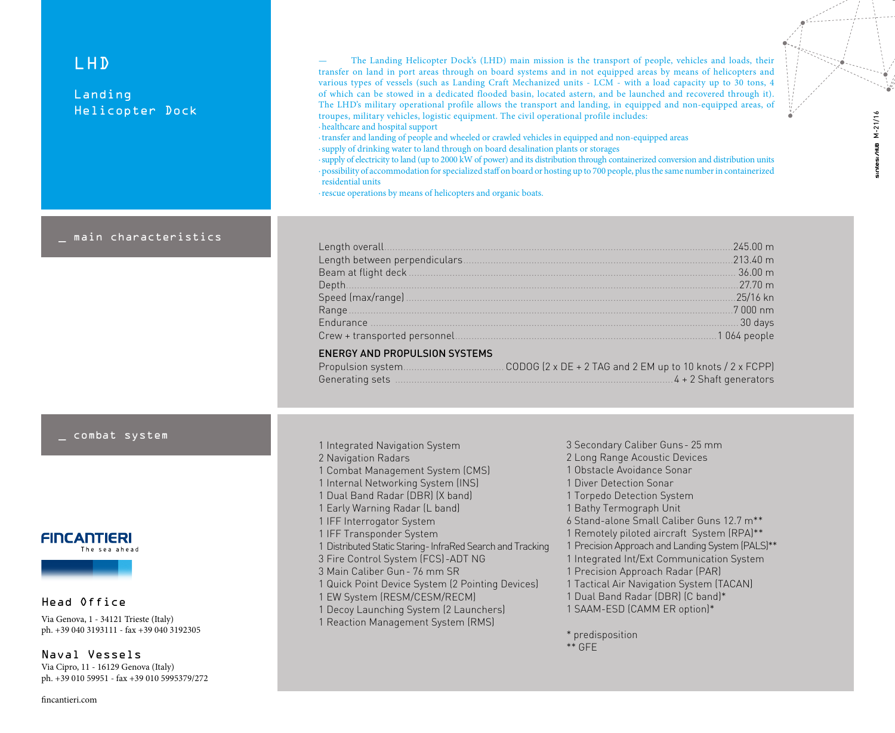# LHD

## Landing Helicopter Dock

— The Landing Helicopter Dock's (LHD) main mission is the transport of people, vehicles and loads, their transfer on land in port areas through on board systems and in not equipped areas by means of helicopters and various types of vessels (such as Landing Craft Mechanized units - LCM - with a load capacity up to 30 tons, 4 of which can be stowed in a dedicated flooded basin, located astern, and be launched and recovered through it). The LHD's military operational profile allows the transport and landing, in equipped and non-equipped areas, of troupes, military vehicles, logistic equipment. The civil operational profile includes:

- healthcare and hospital support
- transfer and landing of people and wheeled or crawled vehicles in equipped and non-equipped areas
- supply of drinking water to land through on board desalination plants or storages
- supply of electricity to land (up to 2000 kW of power) and its distribution through containerized conversion and distribution units
- possibility of accommodation for specialized staff on board or hosting up to 700 people, plus the same number in containerized residential units
- rescue operations by means of helicopters and organic boats.

## _ main characteristics

| | |
|---|---|
| Length overall | 245.00 m |
| Length between perpendiculars | 213.40 m |
| Beam at flight deck | 36.00 m |
| Depth | 27.70 m |
| Speed (max/range) | 25/16 kn |
| Range | 7 000 nm |
| Endurance | 30 days |
| Crew + transported personnel | 1 064 people |

### ENERGY AND PROPULSION SYSTEMS

| | |
|---|---|
| Propulsion system | CODOG (2 x DE + 2 TAG and 2 EM up to 10 knots / 2 x FCPP) |
| Generating sets | 4 + 2 Shaft generators |

## _ combat system

1 Integrated Navigation System
2 Navigation Radars
1 Combat Management System (CMS)
1 Internal Networking System (INS)
1 Dual Band Radar (DBR) (X band)
1 Early Warning Radar (L band)
1 IFF Interrogator System
1 IFF Transponder System
1 Distributed Static Staring - InfraRed Search and Tracking
3 Fire Control System (FCS) -ADT NG
3 Main Caliber Gun - 76 mm SR
1 Quick Point Device System (2 Pointing Devices)
1 EW System (RESM/CESM/RECM)
1 Decoy Launching System (2 Launchers)
1 Reaction Management System (RMS)
3 Secondary Caliber Guns - 25 mm
2 Long Range Acoustic Devices
1 Obstacle Avoidance Sonar
1 Diver Detection Sonar
1 Torpedo Detection System
1 Bathy Termograph Unit
6 Stand-alone Small Caliber Guns 12.7 m**
1 Remotely piloted aircraft System (RPA)**
1 Precision Approach and Landing System (PALS)**
1 Integrated Int/Ext Communication System
1 Precision Approach Radar (PAR)
1 Tactical Air Navigation System (TACAN)
1 Dual Band Radar (DBR) (C band)*
1 SAAM-ESD (CAMM ER option)*

* predisposition
** GFE

FINCANTIERI
The sea ahead

### Head Office

Via Genova, 1 - 34121 Trieste (Italy)
ph. +39 040 3193111 - fax +39 040 3192305

### Naval Vessels

Via Cipro, 11 - 16129 Genova (Italy)
ph. +39 010 59951 - fax +39 010 5995379/272

fincantieri.com

sintesi/HUB M-21/16